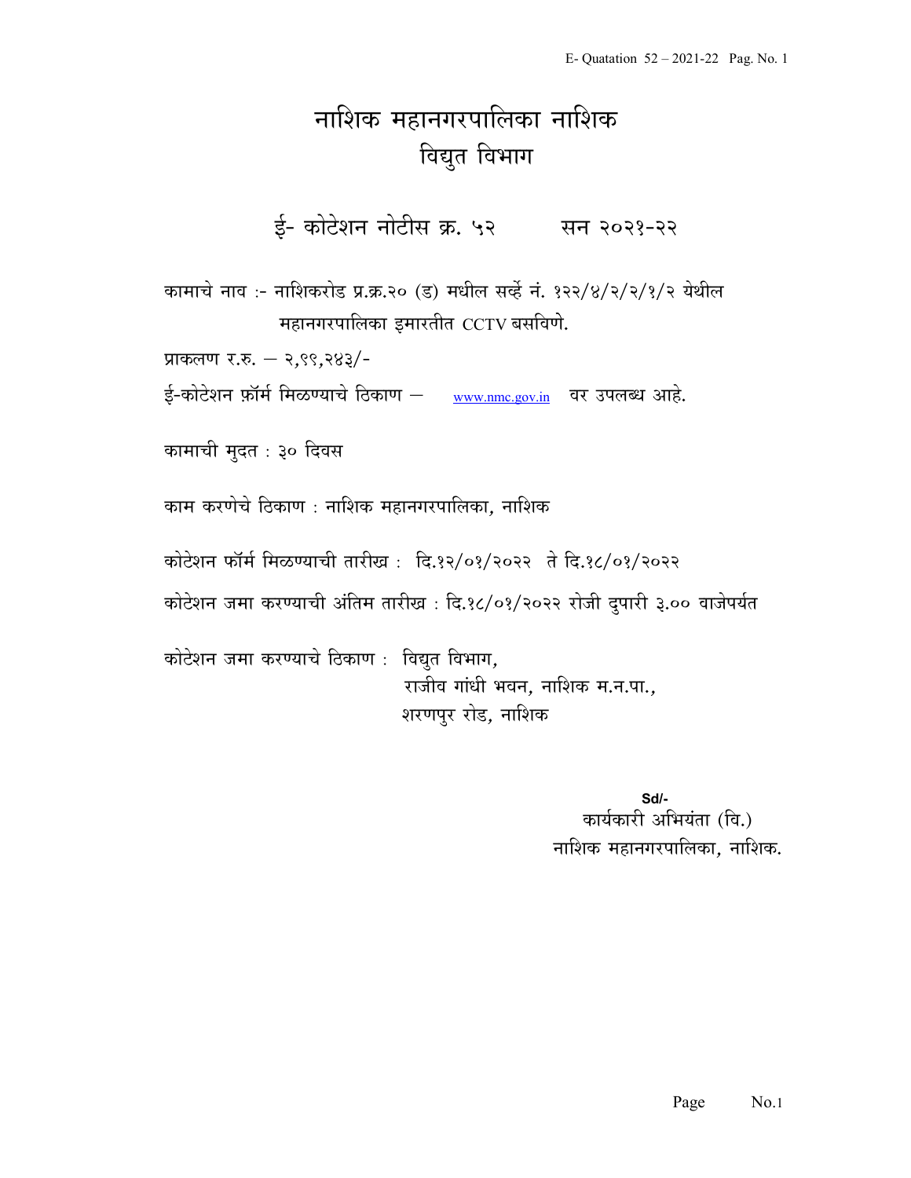# नाशिक महानगरपालिका नाशिक

## विद्युत विभाग

### ई- कोटेशन नोटीस क्र. ५२ सन २०२१-२२

कामाचे नाव :- नाशिकरोड प्र.क्र.२० (ड) मधील सर्व्हे नं. १२२/४/२/२/१/२ येथील महानगरपालिका इमारतीत CCTV बसविणे.

प्राकलण र.रु. – २,९९,२४३/-

ई-कोटेशन फ़ॉर्म मिळण्याचे ठिकाण – www.nmc.gov.in वर उपलब्ध आहे.

कामाची मुदत : ३० दिवस

काम करणेचे ठिकाण : नाशिक महानगरपालिका, नाशिक

कोटेशन फॉर्म मिळण्याची तारीख : दि.१२/०१/२०२२ ते दि.१८/०१/२०२२

कोटेशन जमा करण्याची अंतिम तारीख : दि.१८/०१/२०२२ रोजी दुपारी ३.०० वाजेपर्यंत

कोटेशन जमा करण्याचे ठिकाण : विद्युत विभाग,
राजीव गांधी भवन, नाशिक म.न.पा.,
शरणपुर रोड, नाशिक

**Sd/-**
कार्यकारी अभियंता (वि.)
नाशिक महानगरपालिका, नाशिक.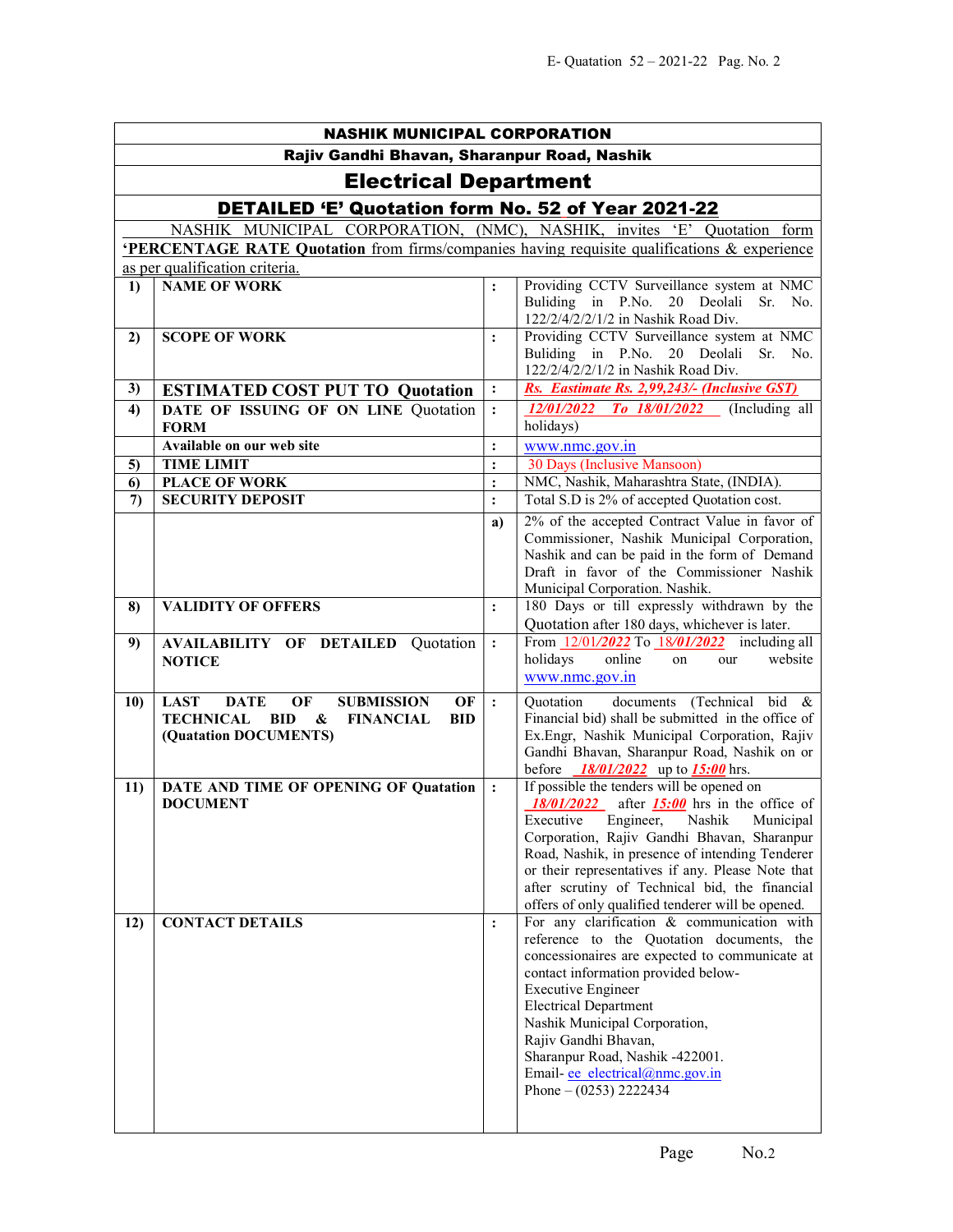# NASHIK MUNICIPAL CORPORATION

## Rajiv Gandhi Bhavan, Sharanpur Road, Nashik

## Electrical Department

## DETAILED 'E' Quotation form No. 52 of Year 2021-22

NASHIK MUNICIPAL CORPORATION, (NMC), NASHIK, invites 'E' Quotation form **'PERCENTAGE RATE Quotation** from firms/companies having requisite qualifications & experience as per qualification criteria.

| | | | |
|---|---|---|---|
| **1)** | **NAME OF WORK** | : | Providing CCTV Surveillance system at NMC Buliding in P.No. 20 Deolali Sr. No. 122/2/4/2/2/1/2 in Nashik Road Div. |
| **2)** | **SCOPE OF WORK** | : | Providing CCTV Surveillance system at NMC Buliding in P.No. 20 Deolali Sr. No. 122/2/4/2/2/1/2 in Nashik Road Div. |
| **3)** | **ESTIMATED COST PUT TO Quotation** | : | ***Rs. Eastimate Rs. 2,99,243/- (Inclusive GST)*** |
| **4)** | **DATE OF ISSUING OF ON LINE Quotation FORM** | : | *12/01/2022 To 18/01/2022* (Including all holidays) |
| | **Available on our web site** | : | www.nmc.gov.in |
| **5)** | **TIME LIMIT** | : | 30 Days (Inclusive Mansoon) |
| **6)** | **PLACE OF WORK** | : | NMC, Nashik, Maharashtra State, (INDIA). |
| **7)** | **SECURITY DEPOSIT** | : | Total S.D is 2% of accepted Quotation cost. |
| | | **a)** | 2% of the accepted Contract Value in favor of Commissioner, Nashik Municipal Corporation, Nashik and can be paid in the form of Demand Draft in favor of the Commissioner Nashik Municipal Corporation. Nashik. |
| **8)** | **VALIDITY OF OFFERS** | : | 180 Days or till expressly withdrawn by the Quotation after 180 days, whichever is later. |
| **9)** | **AVAILABILITY OF DETAILED Quotation NOTICE** | : | From 12/01/*2022* To 18/*01/2022* including all holidays online on our website www.nmc.gov.in |
| **10)** | **LAST DATE OF SUBMISSION OF TECHNICAL BID & FINANCIAL BID (Quatation DOCUMENTS)** | : | Quotation documents (Technical bid & Financial bid) shall be submitted in the office of Ex.Engr, Nashik Municipal Corporation, Rajiv Gandhi Bhavan, Sharanpur Road, Nashik on or before ***18/01/2022*** up to ***15:00*** hrs. |
| **11)** | **DATE AND TIME OF OPENING OF Quatation DOCUMENT** | : | If possible the tenders will be opened on ***18/01/2022*** after ***15:00*** hrs in the office of Executive Engineer, Nashik Municipal Corporation, Rajiv Gandhi Bhavan, Sharanpur Road, Nashik, in presence of intending Tenderer or their representatives if any. Please Note that after scrutiny of Technical bid, the financial offers of only qualified tenderer will be opened. |
| **12)** | **CONTACT DETAILS** | : | For any clarification & communication with reference to the Quotation documents, the concessionaires are expected to communicate at contact information provided below-<br>Executive Engineer<br>Electrical Department<br>Nashik Municipal Corporation,<br>Rajiv Gandhi Bhavan,<br>Sharanpur Road, Nashik -422001.<br>Email- ee_electrical@nmc.gov.in<br>Phone – (0253) 2222434 |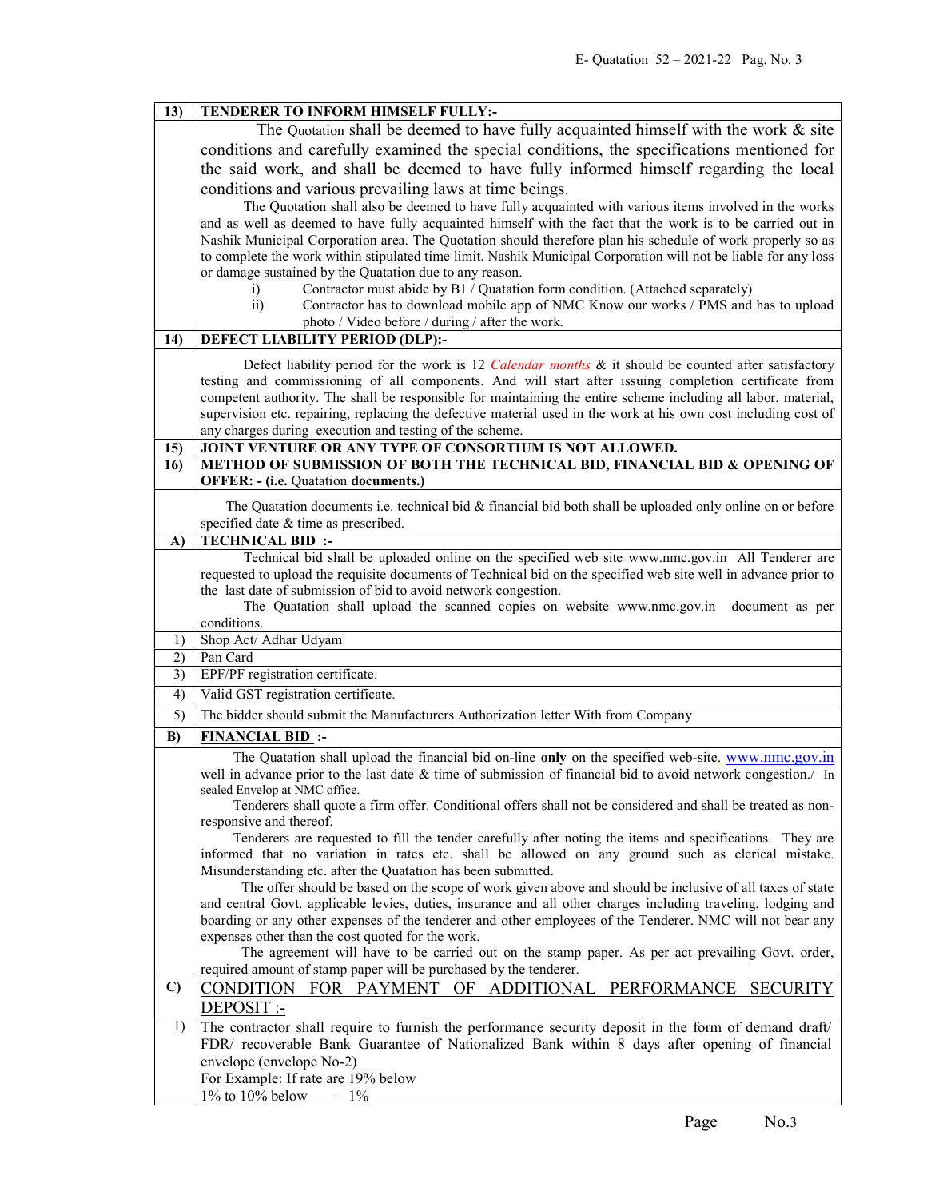| 13) | **TENDERER TO INFORM HIMSELF FULLY:-** |
|---|---|
| | The Quotation shall be deemed to have fully acquainted himself with the work & site conditions and carefully examined the special conditions, the specifications mentioned for the said work, and shall be deemed to have fully informed himself regarding the local conditions and various prevailing laws at time beings.<br>The Quotation shall also be deemed to have fully acquainted with various items involved in the works and as well as deemed to have fully acquainted himself with the fact that the work is to be carried out in Nashik Municipal Corporation area. The Quotation should therefore plan his schedule of work properly so as to complete the work within stipulated time limit. Nashik Municipal Corporation will not be liable for any loss or damage sustained by the Quatation due to any reason.<br>i) Contractor must abide by B1 / Quatation form condition. (Attached separately)<br>ii) Contractor has to download mobile app of NMC Know our works / PMS and has to upload photo / Video before / during / after the work. |
| 14) | **DEFECT LIABILITY PERIOD (DLP):-** |
| | Defect liability period for the work is 12 *Calendar months* & it should be counted after satisfactory testing and commissioning of all components. And will start after issuing completion certificate from competent authority. The shall be responsible for maintaining the entire scheme including all labor, material, supervision etc. repairing, replacing the defective material used in the work at his own cost including cost of any charges during execution and testing of the scheme. |
| 15) | **JOINT VENTURE OR ANY TYPE OF CONSORTIUM IS NOT ALLOWED.** |
| 16) | **METHOD OF SUBMISSION OF BOTH THE TECHNICAL BID, FINANCIAL BID & OPENING OF OFFER: - (i.e. Quotation documents.)** |
| | The Quotation documents i.e. technical bid & financial bid both shall be uploaded only online on or before specified date & time as prescribed. |
| A) | **TECHNICAL BID :-** |
| | Technical bid shall be uploaded online on the specified web site www.nmc.gov.in All Tenderer are requested to upload the requisite documents of Technical bid on the specified web site well in advance prior to the last date of submission of bid to avoid network congestion.<br>The Quotation shall upload the scanned copies on website www.nmc.gov.in document as per conditions. |
| 1) | Shop Act/ Adhar Udyam |
| 2) | Pan Card |
| 3) | EPF/PF registration certificate. |
| 4) | Valid GST registration certificate. |
| 5) | The bidder should submit the Manufacturers Authorization letter With from Company |
| B) | **FINANCIAL BID :-** |
| | The Quatation shall upload the financial bid on-line **only** on the specified web-site. www.nmc.gov.in well in advance prior to the last date & time of submission of financial bid to avoid network congestion./ In sealed Envelop at NMC office.<br>Tenderers shall quote a firm offer. Conditional offers shall not be considered and shall be treated as non-responsive and thereof.<br>Tenderers are requested to fill the tender carefully after noting the items and specifications. They are informed that no variation in rates etc. shall be allowed on any ground such as clerical mistake. Misunderstanding etc. after the Quatation has been submitted.<br>The offer should be based on the scope of work given above and should be inclusive of all taxes of state and central Govt. applicable levies, duties, insurance and all other charges including traveling, lodging and boarding or any other expenses of the tenderer and other employees of the Tenderer. NMC will not bear any expenses other than the cost quoted for the work.<br>The agreement will have to be carried out on the stamp paper. As per act prevailing Govt. order, required amount of stamp paper will be purchased by the tenderer. |
| C) | CONDITION FOR PAYMENT OF ADDITIONAL PERFORMANCE SECURITY DEPOSIT :- |
| 1) | The contractor shall require to furnish the performance security deposit in the form of demand draft/ FDR/ recoverable Bank Guarantee of Nationalized Bank within 8 days after opening of financial envelope (envelope No-2)<br>For Example: If rate are 19% below<br>1% to 10% below – 1% |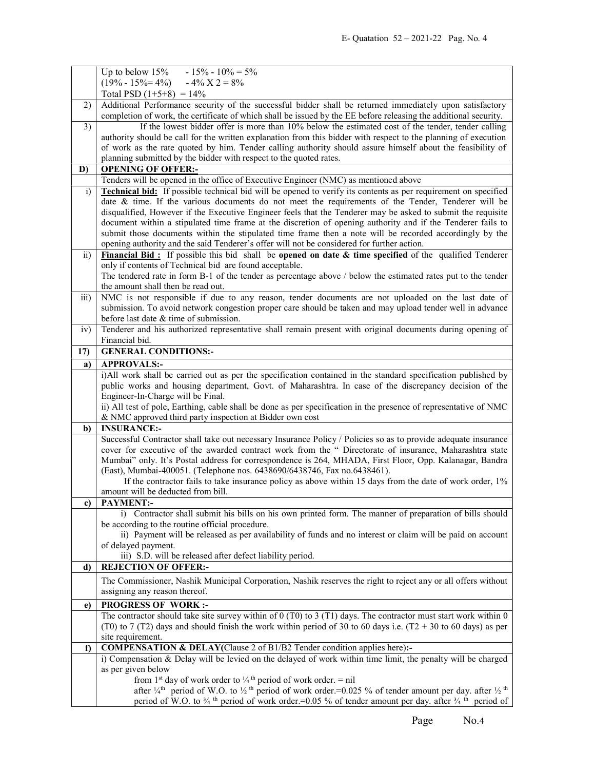| | |
|---|---|
| | Up to below 15% - 15% - 10% = 5%<br>(19% - 15%= 4%) - 4% X 2 = 8%<br>Total PSD (1+5+8) = 14% |
| 2) | Additional Performance security of the successful bidder shall be returned immediately upon satisfactory completion of work, the certificate of which shall be issued by the EE before releasing the additional security. |
| 3) | If the lowest bidder offer is more than 10% below the estimated cost of the tender, tender calling authority should be call for the written explanation from this bidder with respect to the planning of execution of work as the rate quoted by him. Tender calling authority should assure himself about the feasibility of planning submitted by the bidder with respect to the quoted rates. |
| **D)** | **OPENING OF OFFER:-** |
| | Tenders will be opened in the office of Executive Engineer (NMC) as mentioned above |
| i) | **Technical bid:** If possible technical bid will be opened to verify its contents as per requirement on specified date & time. If the various documents do not meet the requirements of the Tender, Tenderer will be disqualified, However if the Executive Engineer feels that the Tenderer may be asked to submit the requisite document within a stipulated time frame at the discretion of opening authority and if the Tenderer fails to submit those documents within the stipulated time frame then a note will be recorded accordingly by the opening authority and the said Tenderer's offer will not be considered for further action. |
| ii) | **Financial Bid :** If possible this bid shall be **opened on date & time specified** of the qualified Tenderer only if contents of Technical bid are found acceptable.<br>The tendered rate in form B-1 of the tender as percentage above / below the estimated rates put to the tender the amount shall then be read out. |
| iii) | NMC is not responsible if due to any reason, tender documents are not uploaded on the last date of submission. To avoid network congestion proper care should be taken and may upload tender well in advance before last date & time of submission. |
| iv) | Tenderer and his authorized representative shall remain present with original documents during opening of Financial bid. |
| **17)** | **GENERAL CONDITIONS:-** |
| **a)** | **APPROVALS:-** |
| | i)All work shall be carried out as per the specification contained in the standard specification published by public works and housing department, Govt. of Maharashtra. In case of the discrepancy decision of the Engineer-In-Charge will be Final.<br>ii) All test of pole, Earthing, cable shall be done as per specification in the presence of representative of NMC & NMC approved third party inspection at Bidder own cost |
| **b)** | **INSURANCE:-** |
| | Successful Contractor shall take out necessary Insurance Policy / Policies so as to provide adequate insurance cover for executive of the awarded contract work from the " Directorate of insurance, Maharashtra state Mumbai" only. It's Postal address for correspondence is 264, MHADA, First Floor, Opp. Kalanagar, Bandra (East), Mumbai-400051. (Telephone nos. 6438690/6438746, Fax no.6438461).<br>If the contractor fails to take insurance policy as above within 15 days from the date of work order, 1% amount will be deducted from bill. |
| **c)** | **PAYMENT:-** |
| | i) Contractor shall submit his bills on his own printed form. The manner of preparation of bills should be according to the routine official procedure.<br>ii) Payment will be released as per availability of funds and no interest or claim will be paid on account of delayed payment.<br>iii) S.D. will be released after defect liability period. |
| **d)** | **REJECTION OF OFFER:-** |
| | The Commissioner, Nashik Municipal Corporation, Nashik reserves the right to reject any or all offers without assigning any reason thereof. |
| **e)** | **PROGRESS OF WORK :-** |
| | The contractor should take site survey within of 0 (T0) to 3 (T1) days. The contractor must start work within 0 (T0) to 7 (T2) days and should finish the work within period of 30 to 60 days i.e. (T2 + 30 to 60 days) as per site requirement. |
| **f)** | **COMPENSATION & DELAY**(Clause 2 of B1/B2 Tender condition applies here)**:-** |
| | i) Compensation & Delay will be levied on the delayed of work within time limit, the penalty will be charged as per given below<br>from 1st day of work order to ¼th period of work order. = nil<br>after ¼th period of W.O. to ½th period of work order.=0.025 % of tender amount per day. after ½th period of W.O. to ¾th period of work order.=0.05 % of tender amount per day. after ¾th period of |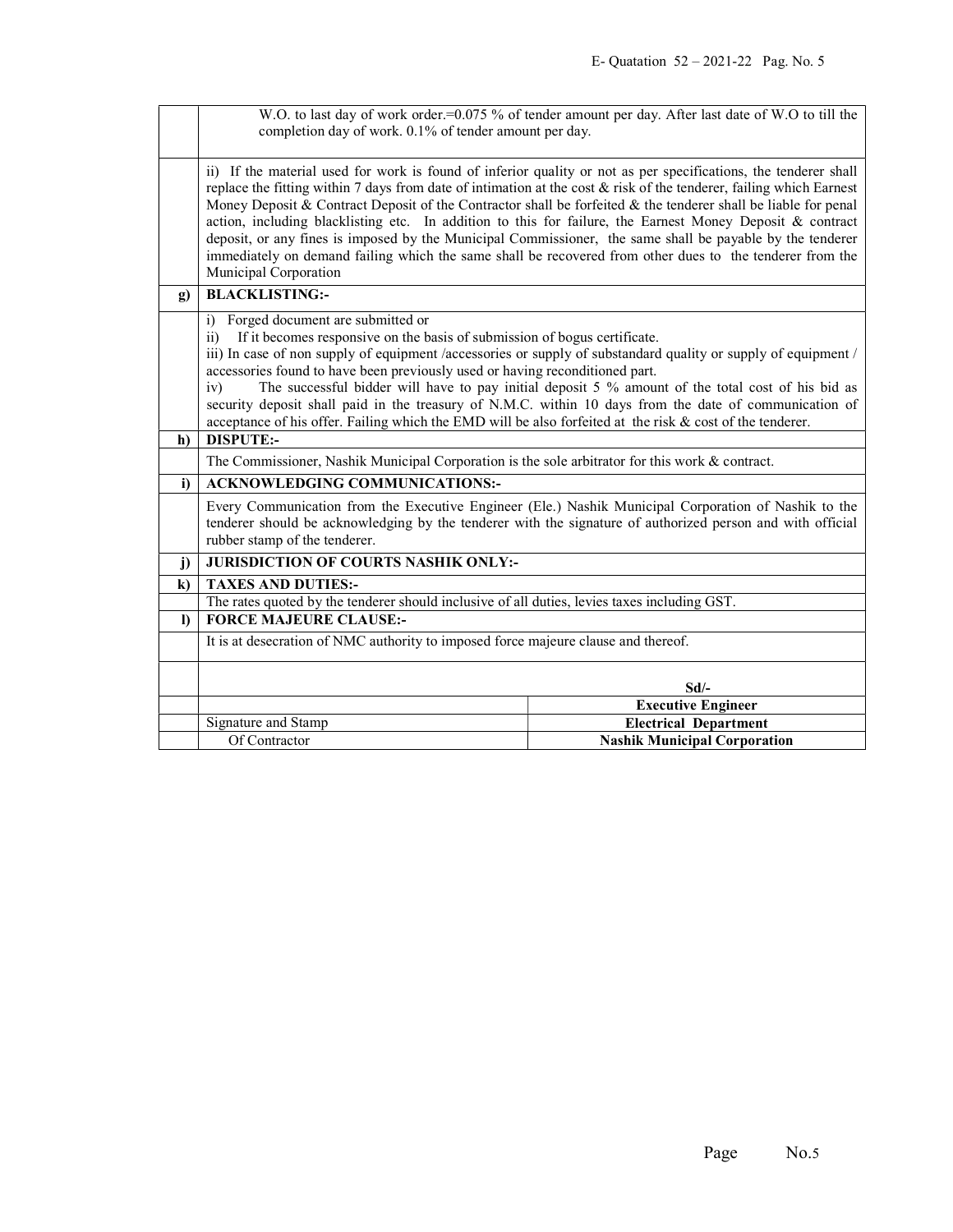| | |
|---|---|
| | W.O. to last day of work order.=0.075 % of tender amount per day. After last date of W.O to till the completion day of work. 0.1% of tender amount per day. |
| | ii) If the material used for work is found of inferior quality or not as per specifications, the tenderer shall replace the fitting within 7 days from date of intimation at the cost & risk of the tenderer, failing which Earnest Money Deposit & Contract Deposit of the Contractor shall be forfeited & the tenderer shall be liable for penal action, including blacklisting etc. In addition to this for failure, the Earnest Money Deposit & contract deposit, or any fines is imposed by the Municipal Commissioner, the same shall be payable by the tenderer immediately on demand failing which the same shall be recovered from other dues to the tenderer from the Municipal Corporation |
| **g)** | **BLACKLISTING:-** |
| | i) Forged document are submitted or<br>ii) If it becomes responsive on the basis of submission of bogus certificate.<br>iii) In case of non supply of equipment /accessories or supply of substandard quality or supply of equipment / accessories found to have been previously used or having reconditioned part.<br>iv) The successful bidder will have to pay initial deposit 5 % amount of the total cost of his bid as security deposit shall paid in the treasury of N.M.C. within 10 days from the date of communication of acceptance of his offer. Failing which the EMD will be also forfeited at the risk & cost of the tenderer. |
| **h)** | **DISPUTE:-** |
| | The Commissioner, Nashik Municipal Corporation is the sole arbitrator for this work & contract. |
| **i)** | **ACKNOWLEDGING COMMUNICATIONS:-** |
| | Every Communication from the Executive Engineer (Ele.) Nashik Municipal Corporation of Nashik to the tenderer should be acknowledging by the tenderer with the signature of authorized person and with official rubber stamp of the tenderer. |
| **j)** | **JURISDICTION OF COURTS NASHIK ONLY:-** |
| **k)** | **TAXES AND DUTIES:-** |
| | The rates quoted by the tenderer should inclusive of all duties, levies taxes including GST. |
| **l)** | **FORCE MAJEURE CLAUSE:-** |
| | It is at desecration of NMC authority to imposed force majeure clause and thereof. |

| | | |
|---|---|---|
| | | **Sd/-** |
| | | **Executive Engineer** |
| | Signature and Stamp | **Electrical Department** |
| | Of Contractor | **Nashik Municipal Corporation** |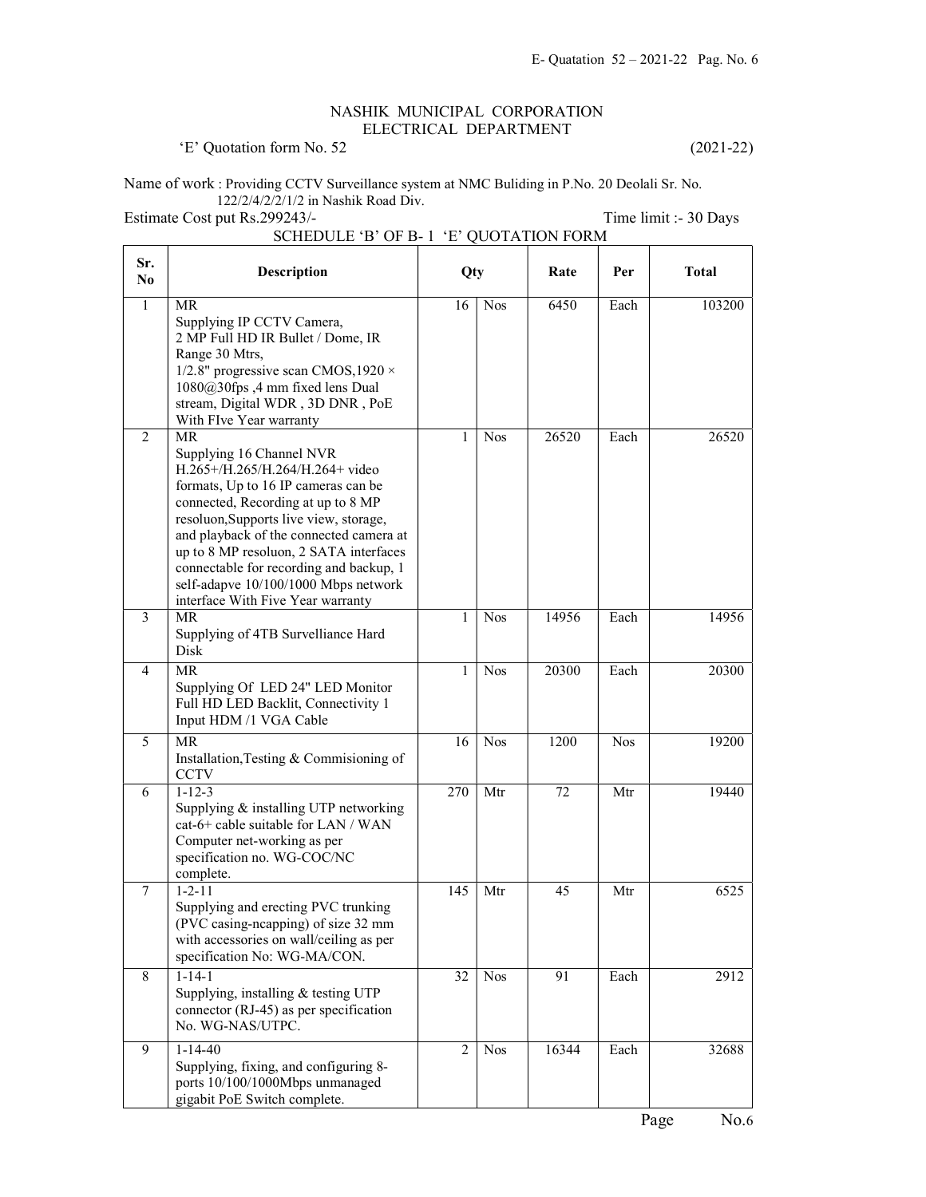# NASHIK MUNICIPAL CORPORATION
## ELECTRICAL DEPARTMENT

'E' Quotation form No. 52 (2021-22)

Name of work : Providing CCTV Surveillance system at NMC Buliding in P.No. 20 Deolali Sr. No. 122/2/4/2/2/1/2 in Nashik Road Div.

Estimate Cost put Rs.299243/- Time limit :- 30 Days

### SCHEDULE 'B' OF B- 1 'E' QUOTATION FORM

| Sr. No | Description | Qty | | Rate | Per | Total |
|---|---|---|---|---|---|---|
| 1 | MR<br>Supplying IP CCTV Camera,<br>2 MP Full HD IR Bullet / Dome, IR Range 30 Mtrs,<br>1/2.8" progressive scan CMOS,1920 × 1080@30fps ,4 mm fixed lens Dual stream, Digital WDR , 3D DNR , PoE With FIve Year warranty | 16 | Nos | 6450 | Each | 103200 |
| 2 | MR<br>Supplying 16 Channel NVR H.265+/H.265/H.264/H.264+ video formats, Up to 16 IP cameras can be connected, Recording at up to 8 MP resoluon,Supports live view, storage, and playback of the connected camera at up to 8 MP resoluon, 2 SATA interfaces connectable for recording and backup, 1 self-adapve 10/100/1000 Mbps network interface With Five Year warranty | 1 | Nos | 26520 | Each | 26520 |
| 3 | MR<br>Supplying of 4TB Survelliance Hard Disk | 1 | Nos | 14956 | Each | 14956 |
| 4 | MR<br>Supplying Of LED 24" LED Monitor Full HD LED Backlit, Connectivity 1 Input HDM /1 VGA Cable | 1 | Nos | 20300 | Each | 20300 |
| 5 | MR<br>Installation,Testing & Commisioning of CCTV | 16 | Nos | 1200 | Nos | 19200 |
| 6 | 1-12-3<br>Supplying & installing UTP networking cat-6+ cable suitable for LAN / WAN Computer net-working as per specification no. WG-COC/NC complete. | 270 | Mtr | 72 | Mtr | 19440 |
| 7 | 1-2-11<br>Supplying and erecting PVC trunking (PVC casing-ncapping) of size 32 mm with accessories on wall/ceiling as per specification No: WG-MA/CON. | 145 | Mtr | 45 | Mtr | 6525 |
| 8 | 1-14-1<br>Supplying, installing & testing UTP connector (RJ-45) as per specification No. WG-NAS/UTPC. | 32 | Nos | 91 | Each | 2912 |
| 9 | 1-14-40<br>Supplying, fixing, and configuring 8-ports 10/100/1000Mbps unmanaged gigabit PoE Switch complete. | 2 | Nos | 16344 | Each | 32688 |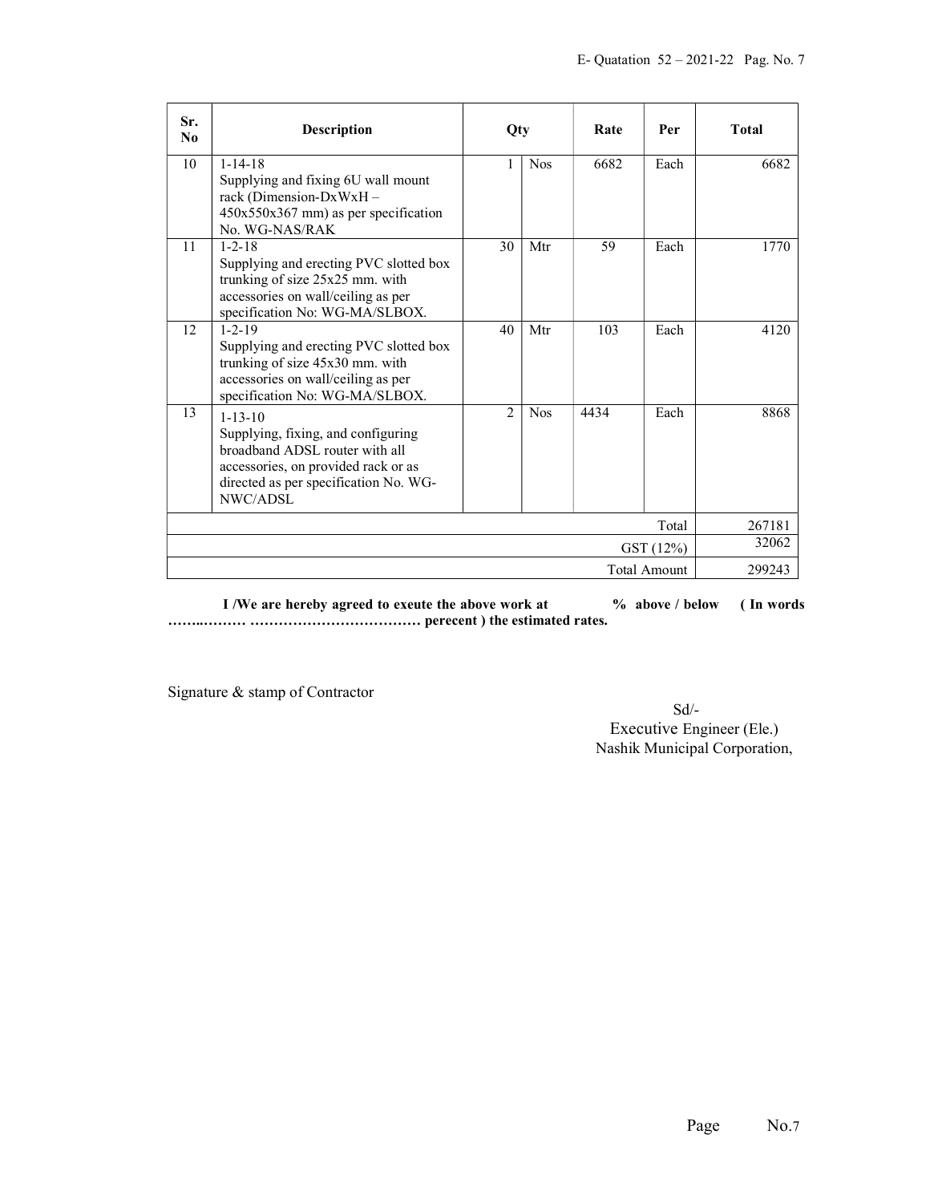| Sr. No | Description | Qty | | Rate | Per | Total |
|---|---|---|---|---|---|---|
| 10 | 1-14-18<br>Supplying and fixing 6U wall mount rack (Dimension-DxWxH – 450x550x367 mm) as per specification No. WG-NAS/RAK | 1 | Nos | 6682 | Each | 6682 |
| 11 | 1-2-18<br>Supplying and erecting PVC slotted box trunking of size 25x25 mm. with accessories on wall/ceiling as per specification No: WG-MA/SLBOX. | 30 | Mtr | 59 | Each | 1770 |
| 12 | 1-2-19<br>Supplying and erecting PVC slotted box trunking of size 45x30 mm. with accessories on wall/ceiling as per specification No: WG-MA/SLBOX. | 40 | Mtr | 103 | Each | 4120 |
| 13 | 1-13-10<br>Supplying, fixing, and configuring broadband ADSL router with all accessories, on provided rack or as directed as per specification No. WG-NWC/ADSL | 2 | Nos | 4434 | Each | 8868 |
| | | | | | Total | 267181 |
| | | | | | GST (12%) | 32062 |
| | | | | | Total Amount | 299243 |

**I /We are hereby agreed to exeute the above work at % above / below ( In words …….……… ……………………………… perecent ) the estimated rates.**

Signature & stamp of Contractor

Sd/-
Executive Engineer (Ele.)
Nashik Municipal Corporation,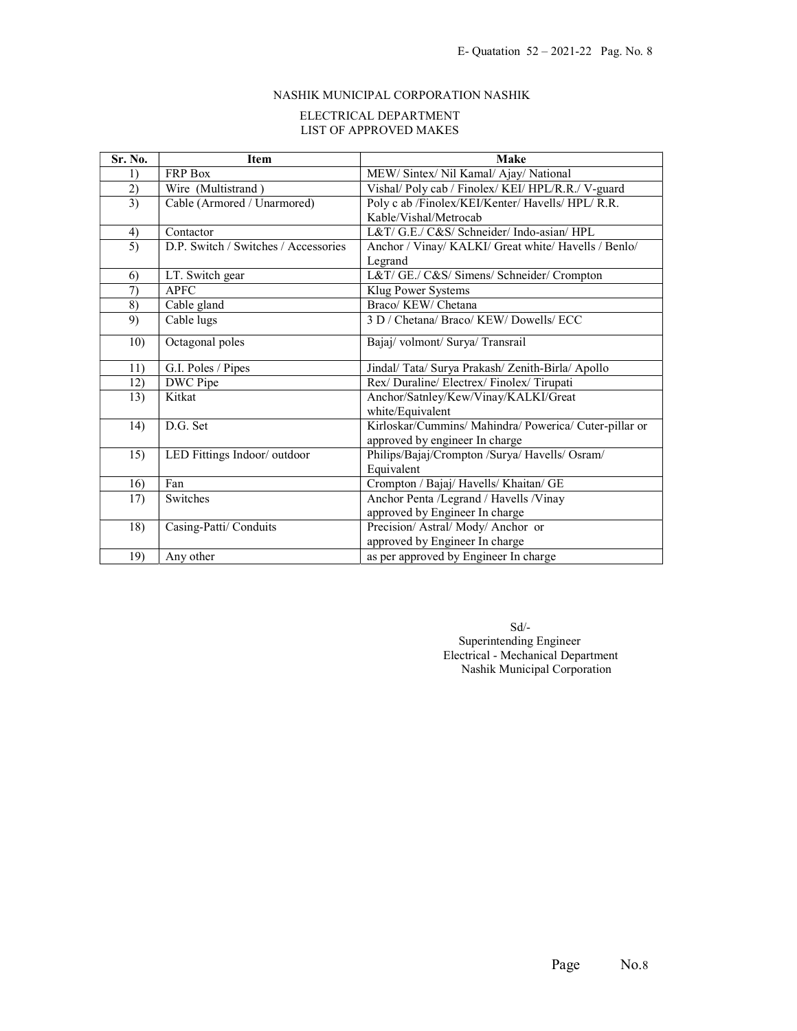NASHIK MUNICIPAL CORPORATION NASHIK

ELECTRICAL DEPARTMENT

LIST OF APPROVED MAKES

| Sr. No. | Item | Make |
|---|---|---|
| 1) | FRP Box | MEW/ Sintex/ Nil Kamal/ Ajay/ National |
| 2) | Wire (Multistrand ) | Vishal/ Poly cab / Finolex/ KEI/ HPL/R.R./ V-guard |
| 3) | Cable (Armored / Unarmored) | Poly c ab /Finolex/KEI/Kenter/ Havells/ HPL/ R.R. Kable/Vishal/Metrocab |
| 4) | Contactor | L&T/ G.E./ C&S/ Schneider/ Indo-asian/ HPL |
| 5) | D.P. Switch / Switches / Accessories | Anchor / Vinay/ KALKI/ Great white/ Havells / Benlo/ Legrand |
| 6) | LT. Switch gear | L&T/ GE./ C&S/ Simens/ Schneider/ Crompton |
| 7) | APFC | Klug Power Systems |
| 8) | Cable gland | Braco/ KEW/ Chetana |
| 9) | Cable lugs | 3 D / Chetana/ Braco/ KEW/ Dowells/ ECC |
| 10) | Octagonal poles | Bajaj/ volmont/ Surya/ Transrail |
| 11) | G.I. Poles / Pipes | Jindal/ Tata/ Surya Prakash/ Zenith-Birla/ Apollo |
| 12) | DWC Pipe | Rex/ Duraline/ Electrex/ Finolex/ Tirupati |
| 13) | Kitkat | Anchor/Satnley/Kew/Vinay/KALKI/Great white/Equivalent |
| 14) | D.G. Set | Kirloskar/Cummins/ Mahindra/ Powerica/ Cuter-pillar or approved by engineer In charge |
| 15) | LED Fittings Indoor/ outdoor | Philips/Bajaj/Crompton /Surya/ Havells/ Osram/ Equivalent |
| 16) | Fan | Crompton / Bajaj/ Havells/ Khaitan/ GE |
| 17) | Switches | Anchor Penta /Legrand / Havells /Vinay approved by Engineer In charge |
| 18) | Casing-Patti/ Conduits | Precision/ Astral/ Mody/ Anchor or approved by Engineer In charge |
| 19) | Any other | as per approved by Engineer In charge |

Sd/-
Superintending Engineer
Electrical - Mechanical Department
Nashik Municipal Corporation